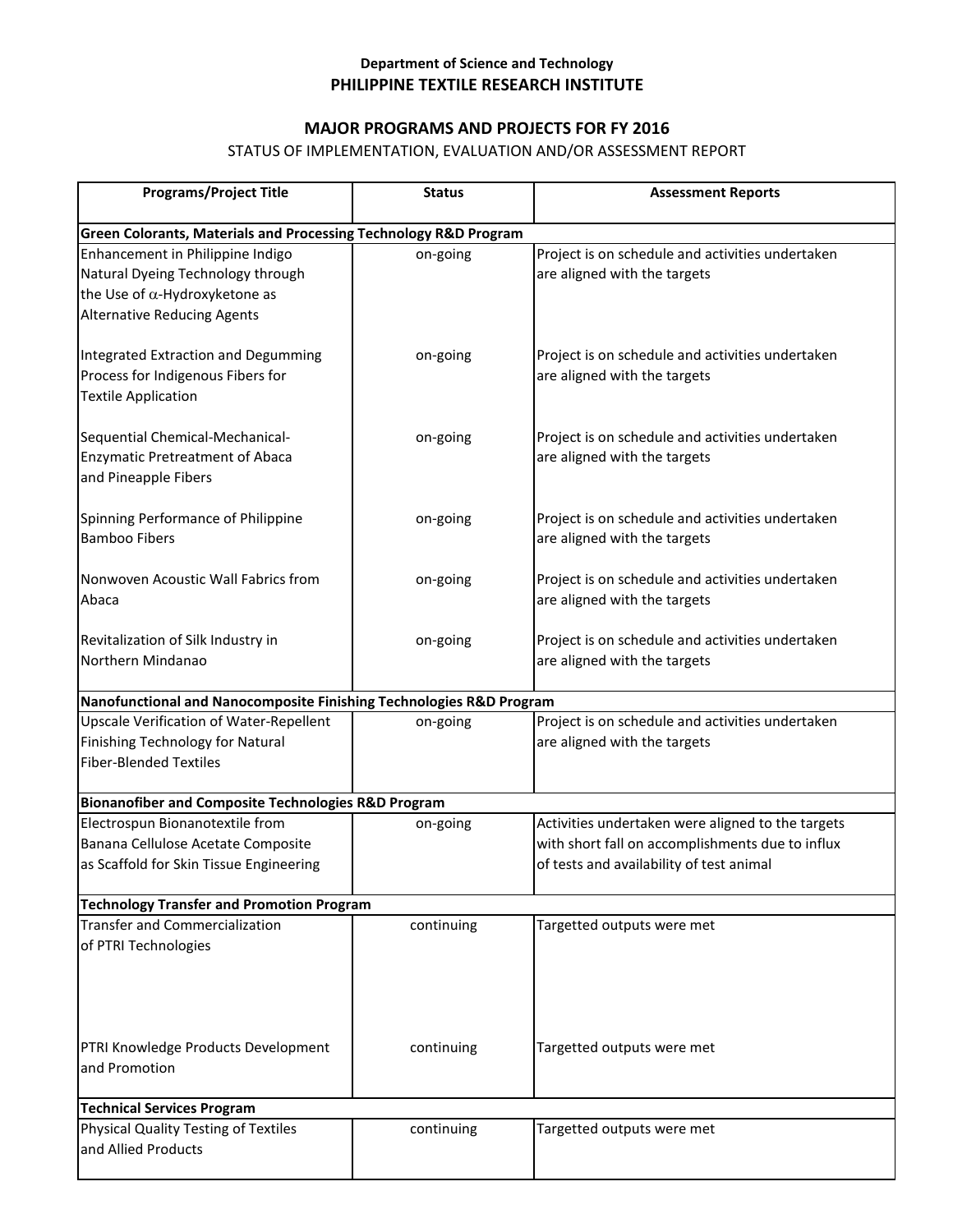**Department of Science and Technology**

**PHILIPPINE TEXTILE RESEARCH INSTITUTE**

## MAJOR PROGRAMS AND PROJECTS FOR FY 2016

STATUS OF IMPLEMENTATION, EVALUATION AND/OR ASSESSMENT REPORT

| Programs/Project Title | Status | Assessment Reports |
|---|---|---|
| **Green Colorants, Materials and Processing Technology R&D Program** | | |
| Enhancement in Philippine Indigo Natural Dyeing Technology through the Use of $\alpha$-Hydroxyketone as Alternative Reducing Agents | on-going | Project is on schedule and activities undertaken are aligned with the targets |
| Integrated Extraction and Degumming Process for Indigenous Fibers for Textile Application | on-going | Project is on schedule and activities undertaken are aligned with the targets |
| Sequential Chemical-Mechanical-Enzymatic Pretreatment of Abaca and Pineapple Fibers | on-going | Project is on schedule and activities undertaken are aligned with the targets |
| Spinning Performance of Philippine Bamboo Fibers | on-going | Project is on schedule and activities undertaken are aligned with the targets |
| Nonwoven Acoustic Wall Fabrics from Abaca | on-going | Project is on schedule and activities undertaken are aligned with the targets |
| Revitalization of Silk Industry in Northern Mindanao | on-going | Project is on schedule and activities undertaken are aligned with the targets |
| **Nanofunctional and Nanocomposite Finishing Technologies R&D Program** | | |
| Upscale Verification of Water-Repellent Finishing Technology for Natural Fiber-Blended Textiles | on-going | Project is on schedule and activities undertaken are aligned with the targets |
| **Bionanofiber and Composite Technologies R&D Program** | | |
| Electrospun Bionanotextile from Banana Cellulose Acetate Composite as Scaffold for Skin Tissue Engineering | on-going | Activities undertaken were aligned to the targets with short fall on accomplishments due to influx of tests and availability of test animal |
| **Technology Transfer and Promotion Program** | | |
| Transfer and Commercialization of PTRI Technologies | continuing | Targetted outputs were met |
| PTRI Knowledge Products Development and Promotion | continuing | Targetted outputs were met |
| **Technical Services Program** | | |
| Physical Quality Testing of Textiles and Allied Products | continuing | Targetted outputs were met |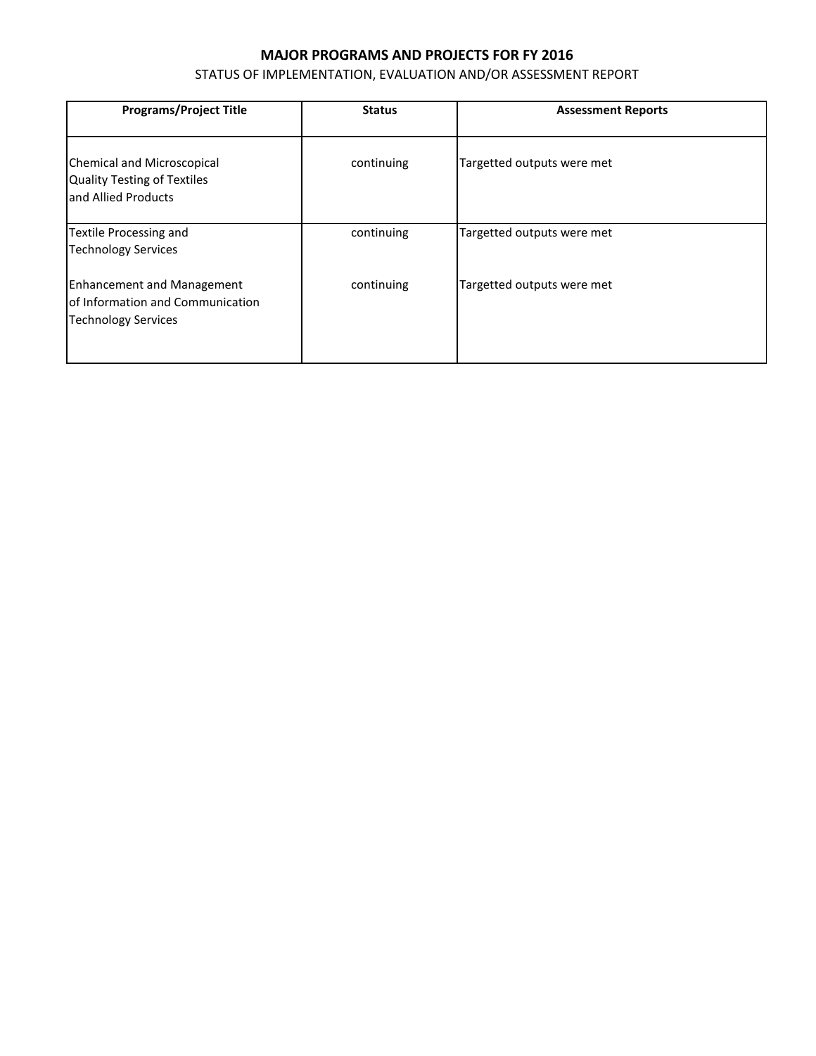**MAJOR PROGRAMS AND PROJECTS FOR FY 2016**

STATUS OF IMPLEMENTATION, EVALUATION AND/OR ASSESSMENT REPORT

| Programs/Project Title | Status | Assessment Reports |
|---|---|---|
| Chemical and Microscopical Quality Testing of Textiles and Allied Products | continuing | Targetted outputs were met |
| Textile Processing and Technology Services | continuing | Targetted outputs were met |
| Enhancement and Management of Information and Communication Technology Services | continuing | Targetted outputs were met |